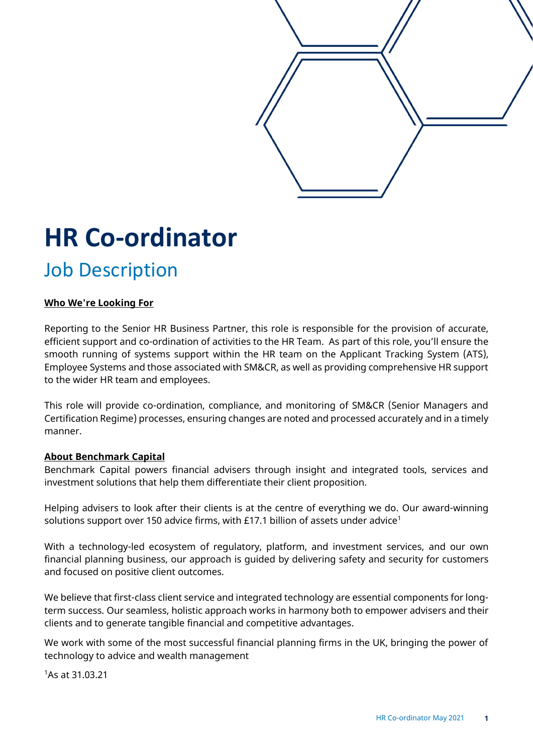# HR Co-ordinator

## Job Description

**Who We're Looking For**

Reporting to the Senior HR Business Partner, this role is responsible for the provision of accurate, efficient support and co-ordination of activities to the HR Team. As part of this role, you'll ensure the smooth running of systems support within the HR team on the Applicant Tracking System (ATS), Employee Systems and those associated with SM&CR, as well as providing comprehensive HR support to the wider HR team and employees.

This role will provide co-ordination, compliance, and monitoring of SM&CR (Senior Managers and Certification Regime) processes, ensuring changes are noted and processed accurately and in a timely manner.

**About Benchmark Capital**

Benchmark Capital powers financial advisers through insight and integrated tools, services and investment solutions that help them differentiate their client proposition.

Helping advisers to look after their clients is at the centre of everything we do. Our award-winning solutions support over 150 advice firms, with £17.1 billion of assets under advice[1]

With a technology-led ecosystem of regulatory, platform, and investment services, and our own financial planning business, our approach is guided by delivering safety and security for customers and focused on positive client outcomes.

We believe that first-class client service and integrated technology are essential components for long-term success. Our seamless, holistic approach works in harmony both to empower advisers and their clients and to generate tangible financial and competitive advantages.

We work with some of the most successful financial planning firms in the UK, bringing the power of technology to advice and wealth management

[1]As at 31.03.21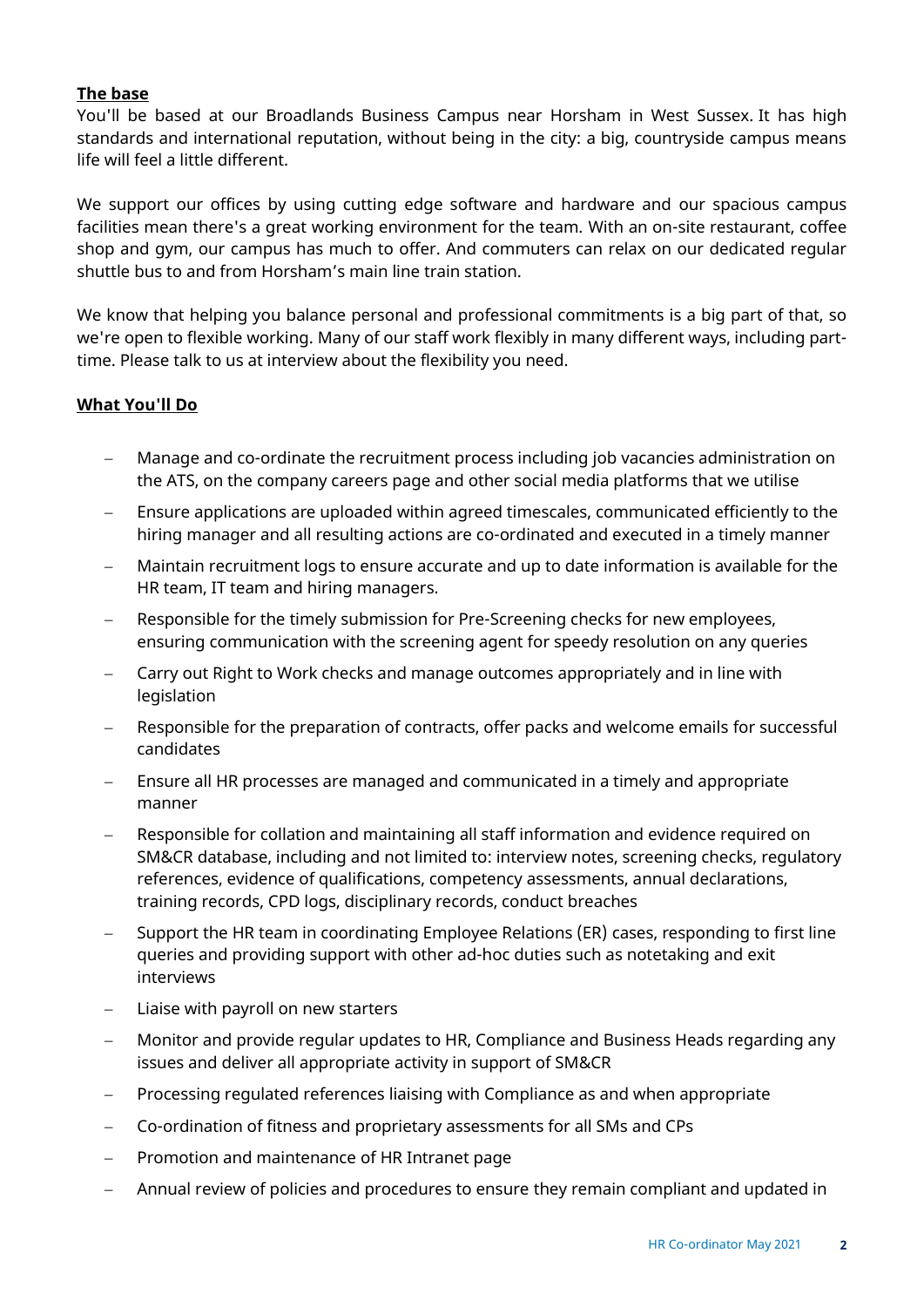**The base**

You'll be based at our Broadlands Business Campus near Horsham in West Sussex. It has high standards and international reputation, without being in the city: a big, countryside campus means life will feel a little different.

We support our offices by using cutting edge software and hardware and our spacious campus facilities mean there's a great working environment for the team. With an on-site restaurant, coffee shop and gym, our campus has much to offer. And commuters can relax on our dedicated regular shuttle bus to and from Horsham's main line train station.

We know that helping you balance personal and professional commitments is a big part of that, so we're open to flexible working. Many of our staff work flexibly in many different ways, including part-time. Please talk to us at interview about the flexibility you need.

**What You'll Do**

- Manage and co-ordinate the recruitment process including job vacancies administration on the ATS, on the company careers page and other social media platforms that we utilise
- Ensure applications are uploaded within agreed timescales, communicated efficiently to the hiring manager and all resulting actions are co-ordinated and executed in a timely manner
- Maintain recruitment logs to ensure accurate and up to date information is available for the HR team, IT team and hiring managers.
- Responsible for the timely submission for Pre-Screening checks for new employees, ensuring communication with the screening agent for speedy resolution on any queries
- Carry out Right to Work checks and manage outcomes appropriately and in line with legislation
- Responsible for the preparation of contracts, offer packs and welcome emails for successful candidates
- Ensure all HR processes are managed and communicated in a timely and appropriate manner
- Responsible for collation and maintaining all staff information and evidence required on SM&CR database, including and not limited to: interview notes, screening checks, regulatory references, evidence of qualifications, competency assessments, annual declarations, training records, CPD logs, disciplinary records, conduct breaches
- Support the HR team in coordinating Employee Relations (ER) cases, responding to first line queries and providing support with other ad-hoc duties such as notetaking and exit interviews
- Liaise with payroll on new starters
- Monitor and provide regular updates to HR, Compliance and Business Heads regarding any issues and deliver all appropriate activity in support of SM&CR
- Processing regulated references liaising with Compliance as and when appropriate
- Co-ordination of fitness and proprietary assessments for all SMs and CPs
- Promotion and maintenance of HR Intranet page
- Annual review of policies and procedures to ensure they remain compliant and updated in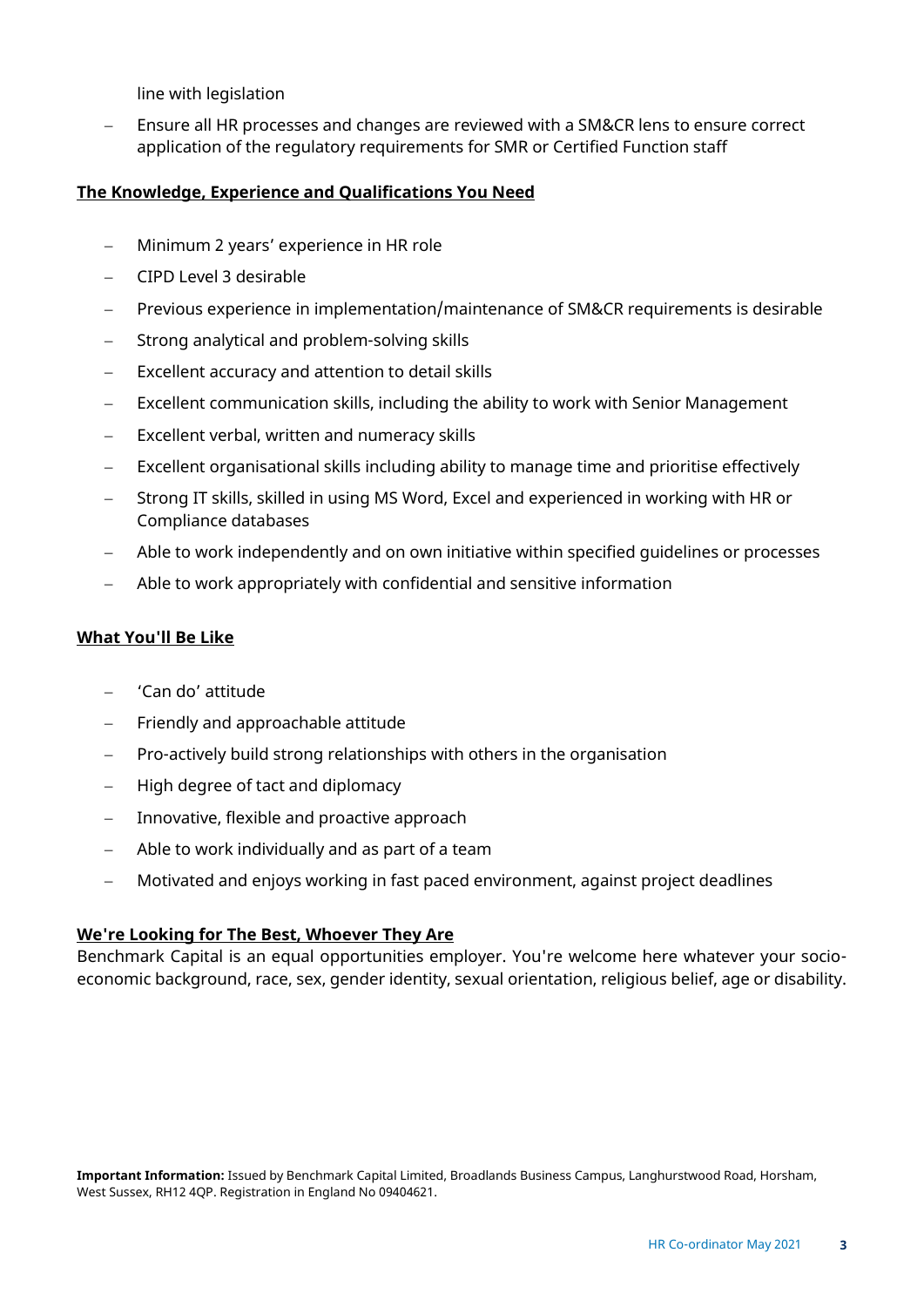line with legislation

- Ensure all HR processes and changes are reviewed with a SM&CR lens to ensure correct application of the regulatory requirements for SMR or Certified Function staff

## The Knowledge, Experience and Qualifications You Need

- Minimum 2 years' experience in HR role
- CIPD Level 3 desirable
- Previous experience in implementation/maintenance of SM&CR requirements is desirable
- Strong analytical and problem-solving skills
- Excellent accuracy and attention to detail skills
- Excellent communication skills, including the ability to work with Senior Management
- Excellent verbal, written and numeracy skills
- Excellent organisational skills including ability to manage time and prioritise effectively
- Strong IT skills, skilled in using MS Word, Excel and experienced in working with HR or Compliance databases
- Able to work independently and on own initiative within specified guidelines or processes
- Able to work appropriately with confidential and sensitive information

## What You'll Be Like

- 'Can do' attitude
- Friendly and approachable attitude
- Pro-actively build strong relationships with others in the organisation
- High degree of tact and diplomacy
- Innovative, flexible and proactive approach
- Able to work individually and as part of a team
- Motivated and enjoys working in fast paced environment, against project deadlines

## We're Looking for The Best, Whoever They Are

Benchmark Capital is an equal opportunities employer. You're welcome here whatever your socio-economic background, race, sex, gender identity, sexual orientation, religious belief, age or disability.

**Important Information:** Issued by Benchmark Capital Limited, Broadlands Business Campus, Langhurstwood Road, Horsham, West Sussex, RH12 4QP. Registration in England No 09404621.